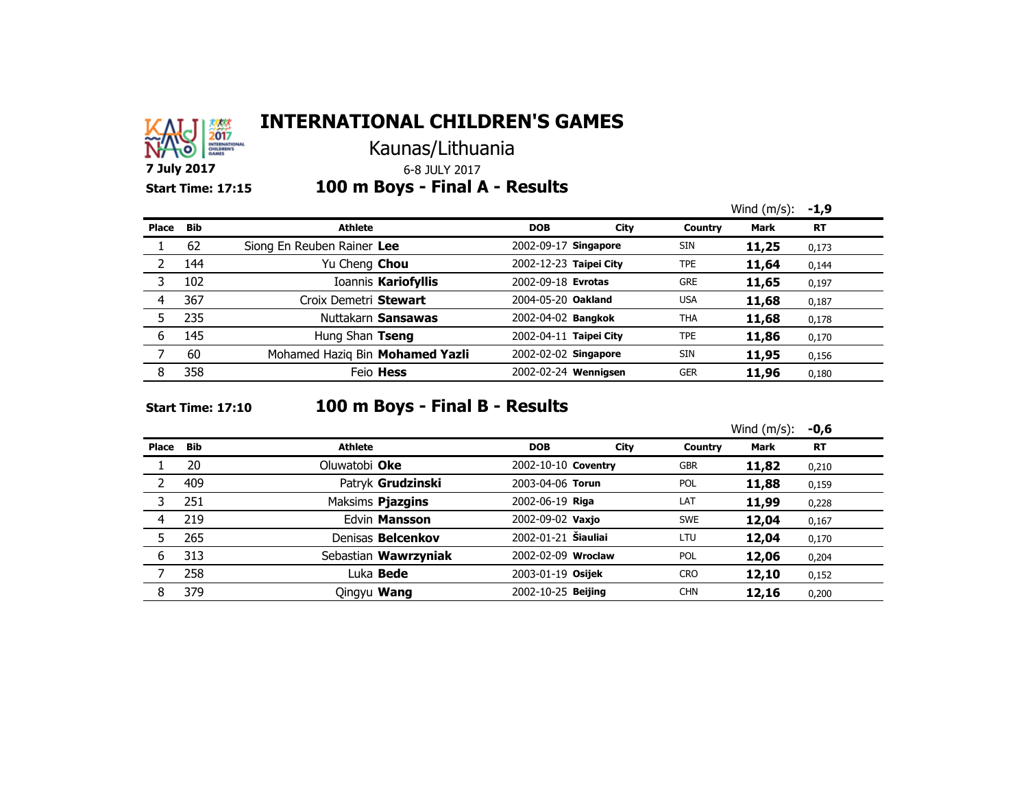# INTERNATIONAL CHILDREN'S GAMES

Kaunas/Lithuania

**7 July 2017**

6-8 JULY 2017

**Start Time: 17:15**

## 100 m Boys - Final A - Results

Wind (m/s): **-1,9**

| Place | Bib | Athlete | DOB | City | Country | Mark | RT |
|---|---|---|---|---|---|---|---|
| 1 | 62 | Siong En Reuben Rainer **Lee** | 2002-09-17 | **Singapore** | SIN | **11,25** | 0,173 |
| 2 | 144 | Yu Cheng **Chou** | 2002-12-23 | **Taipei City** | TPE | **11,64** | 0,144 |
| 3 | 102 | Ioannis **Kariofyllis** | 2002-09-18 | **Evrotas** | GRE | **11,65** | 0,197 |
| 4 | 367 | Croix Demetri **Stewart** | 2004-05-20 | **Oakland** | USA | **11,68** | 0,187 |
| 5 | 235 | Nuttakarn **Sansawas** | 2002-04-02 | **Bangkok** | THA | **11,68** | 0,178 |
| 6 | 145 | Hung Shan **Tseng** | 2002-04-11 | **Taipei City** | TPE | **11,86** | 0,170 |
| 7 | 60 | Mohamed Haziq Bin **Mohamed Yazli** | 2002-02-02 | **Singapore** | SIN | **11,95** | 0,156 |
| 8 | 358 | Feio **Hess** | 2002-02-24 | **Wennigsen** | GER | **11,96** | 0,180 |

**Start Time: 17:10**

## 100 m Boys - Final B - Results

Wind (m/s): **-0,6**

| Place | Bib | Athlete | DOB | City | Country | Mark | RT |
|---|---|---|---|---|---|---|---|
| 1 | 20 | Oluwatobi **Oke** | 2002-10-10 | **Coventry** | GBR | **11,82** | 0,210 |
| 2 | 409 | Patryk **Grudzinski** | 2003-04-06 | **Torun** | POL | **11,88** | 0,159 |
| 3 | 251 | Maksims **Pjazgins** | 2002-06-19 | **Riga** | LAT | **11,99** | 0,228 |
| 4 | 219 | Edvin **Mansson** | 2002-09-02 | **Vaxjo** | SWE | **12,04** | 0,167 |
| 5 | 265 | Denisas **Belcenkov** | 2002-01-21 | **Šiauliai** | LTU | **12,04** | 0,170 |
| 6 | 313 | Sebastian **Wawrzyniak** | 2002-02-09 | **Wroclaw** | POL | **12,06** | 0,204 |
| 7 | 258 | Luka **Bede** | 2003-01-19 | **Osijek** | CRO | **12,10** | 0,152 |
| 8 | 379 | Qingyu **Wang** | 2002-10-25 | **Beijing** | CHN | **12,16** | 0,200 |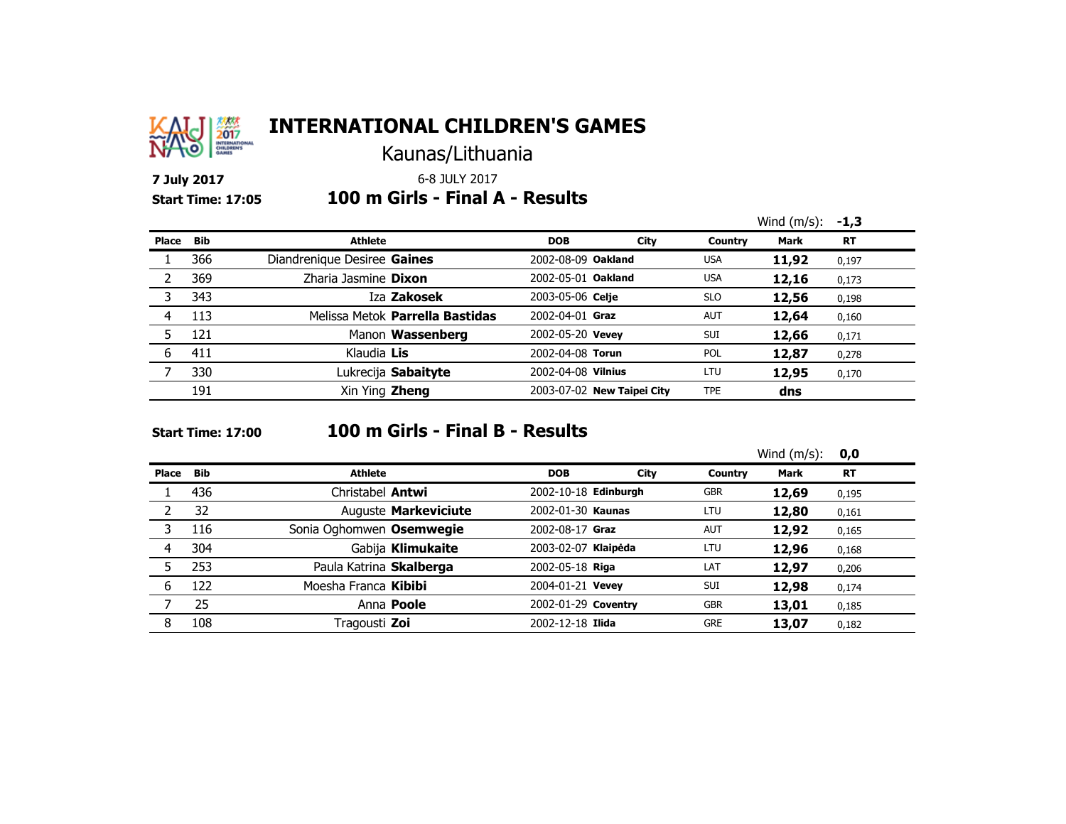# INTERNATIONAL CHILDREN'S GAMES

Kaunas/Lithuania

**7 July 2017**

6-8 JULY 2017

**Start Time: 17:05**

## 100 m Girls - Final A - Results

Wind (m/s): **-1,3**

| Place | Bib | Athlete | DOB | City | Country | Mark | RT |
|---|---|---|---|---|---|---|---|
| 1 | 366 | Diandrenique Desiree **Gaines** | 2002-08-09 | **Oakland** | USA | **11,92** | 0,197 |
| 2 | 369 | Zharia Jasmine **Dixon** | 2002-05-01 | **Oakland** | USA | **12,16** | 0,173 |
| 3 | 343 | Iza **Zakosek** | 2003-05-06 | **Celje** | SLO | **12,56** | 0,198 |
| 4 | 113 | Melissa Metok **Parrella Bastidas** | 2002-04-01 | **Graz** | AUT | **12,64** | 0,160 |
| 5 | 121 | Manon **Wassenberg** | 2002-05-20 | **Vevey** | SUI | **12,66** | 0,171 |
| 6 | 411 | Klaudia **Lis** | 2002-04-08 | **Torun** | POL | **12,87** | 0,278 |
| 7 | 330 | Lukrecija **Sabaityte** | 2002-04-08 | **Vilnius** | LTU | **12,95** | 0,170 |
| | 191 | Xin Ying **Zheng** | 2003-07-02 | **New Taipei City** | TPE | **dns** | |

**Start Time: 17:00**

## 100 m Girls - Final B - Results

Wind (m/s): **0,0**

| Place | Bib | Athlete | DOB | City | Country | Mark | RT |
|---|---|---|---|---|---|---|---|
| 1 | 436 | Christabel **Antwi** | 2002-10-18 | **Edinburgh** | GBR | **12,69** | 0,195 |
| 2 | 32 | Auguste **Markeviciute** | 2002-01-30 | **Kaunas** | LTU | **12,80** | 0,161 |
| 3 | 116 | Sonia Oghomwen **Osemwegie** | 2002-08-17 | **Graz** | AUT | **12,92** | 0,165 |
| 4 | 304 | Gabija **Klimukaite** | 2003-02-07 | **Klaipėda** | LTU | **12,96** | 0,168 |
| 5 | 253 | Paula Katrina **Skalberga** | 2002-05-18 | **Riga** | LAT | **12,97** | 0,206 |
| 6 | 122 | Moesha Franca **Kibibi** | 2004-01-21 | **Vevey** | SUI | **12,98** | 0,174 |
| 7 | 25 | Anna **Poole** | 2002-01-29 | **Coventry** | GBR | **13,01** | 0,185 |
| 8 | 108 | Tragousti **Zoi** | 2002-12-18 | **Ilida** | GRE | **13,07** | 0,182 |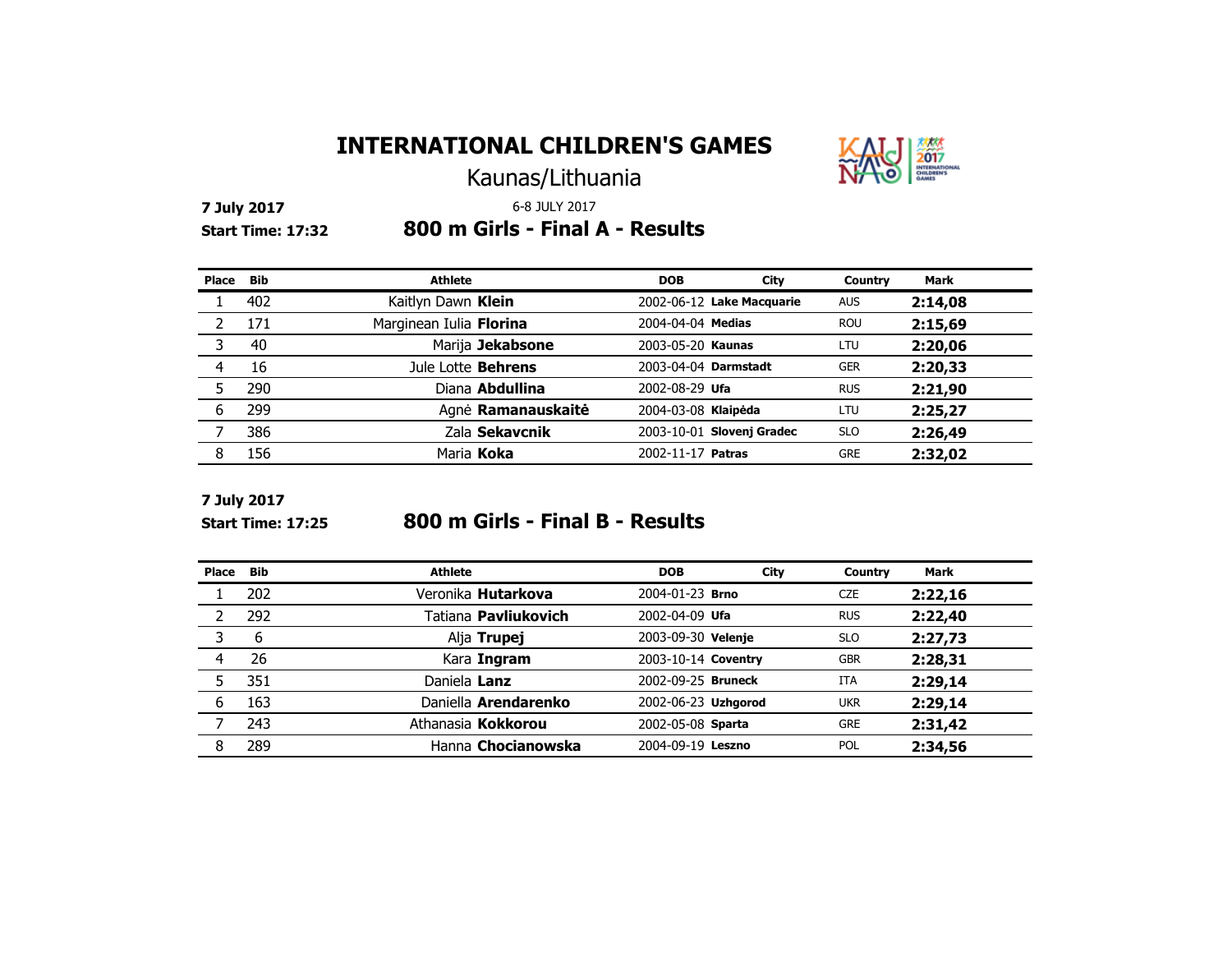# INTERNATIONAL CHILDREN'S GAMES

Kaunas/Lithuania

6-8 JULY 2017

**7 July 2017**

**Start Time: 17:32**

## 800 m Girls - Final A - Results

| Place | Bib | Athlete | DOB | City | Country | Mark |
|---|---|---|---|---|---|---|
| 1 | 402 | Kaitlyn Dawn **Klein** | 2002-06-12 | **Lake Macquarie** | AUS | **2:14,08** |
| 2 | 171 | Marginean Iulia **Florina** | 2004-04-04 | **Medias** | ROU | **2:15,69** |
| 3 | 40 | Marija **Jekabsone** | 2003-05-20 | **Kaunas** | LTU | **2:20,06** |
| 4 | 16 | Jule Lotte **Behrens** | 2003-04-04 | **Darmstadt** | GER | **2:20,33** |
| 5 | 290 | Diana **Abdullina** | 2002-08-29 | **Ufa** | RUS | **2:21,90** |
| 6 | 299 | Agnė **Ramanauskaitė** | 2004-03-08 | **Klaipėda** | LTU | **2:25,27** |
| 7 | 386 | Zala **Sekavcnik** | 2003-10-01 | **Slovenj Gradec** | SLO | **2:26,49** |
| 8 | 156 | Maria **Koka** | 2002-11-17 | **Patras** | GRE | **2:32,02** |

**7 July 2017**

**Start Time: 17:25**

## 800 m Girls - Final B - Results

| Place | Bib | Athlete | DOB | City | Country | Mark |
|---|---|---|---|---|---|---|
| 1 | 202 | Veronika **Hutarkova** | 2004-01-23 | **Brno** | CZE | **2:22,16** |
| 2 | 292 | Tatiana **Pavliukovich** | 2002-04-09 | **Ufa** | RUS | **2:22,40** |
| 3 | 6 | Alja **Trupej** | 2003-09-30 | **Velenje** | SLO | **2:27,73** |
| 4 | 26 | Kara **Ingram** | 2003-10-14 | **Coventry** | GBR | **2:28,31** |
| 5 | 351 | Daniela **Lanz** | 2002-09-25 | **Bruneck** | ITA | **2:29,14** |
| 6 | 163 | Daniella **Arendarenko** | 2002-06-23 | **Uzhgorod** | UKR | **2:29,14** |
| 7 | 243 | Athanasia **Kokkorou** | 2002-05-08 | **Sparta** | GRE | **2:31,42** |
| 8 | 289 | Hanna **Chocianowska** | 2004-09-19 | **Leszno** | POL | **2:34,56** |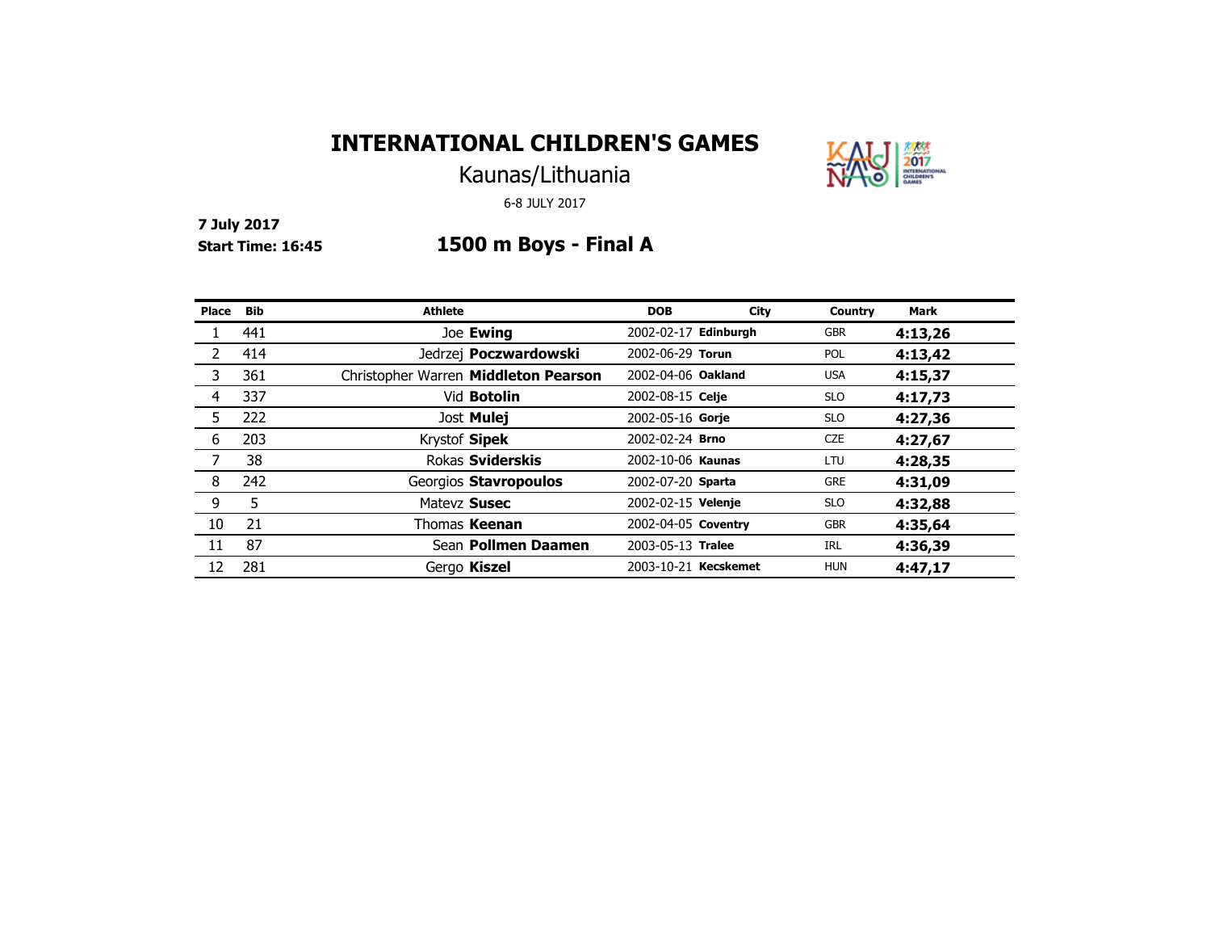# INTERNATIONAL CHILDREN'S GAMES

Kaunas/Lithuania

6-8 JULY 2017

**7 July 2017**

**Start Time: 16:45**

## 1500 m Boys - Final A

| Place | Bib | Athlete | DOB | City | Country | Mark |
|---|---|---|---|---|---|---|
| 1 | 441 | Joe **Ewing** | 2002-02-17 | **Edinburgh** | GBR | **4:13,26** |
| 2 | 414 | Jedrzej **Poczwardowski** | 2002-06-29 | **Torun** | POL | **4:13,42** |
| 3 | 361 | Christopher Warren **Middleton Pearson** | 2002-04-06 | **Oakland** | USA | **4:15,37** |
| 4 | 337 | Vid **Botolin** | 2002-08-15 | **Celje** | SLO | **4:17,73** |
| 5 | 222 | Jost **Mulej** | 2002-05-16 | **Gorje** | SLO | **4:27,36** |
| 6 | 203 | Krystof **Sipek** | 2002-02-24 | **Brno** | CZE | **4:27,67** |
| 7 | 38 | Rokas **Sviderskis** | 2002-10-06 | **Kaunas** | LTU | **4:28,35** |
| 8 | 242 | Georgios **Stavropoulos** | 2002-07-20 | **Sparta** | GRE | **4:31,09** |
| 9 | 5 | Matevz **Susec** | 2002-02-15 | **Velenje** | SLO | **4:32,88** |
| 10 | 21 | Thomas **Keenan** | 2002-04-05 | **Coventry** | GBR | **4:35,64** |
| 11 | 87 | Sean **Pollmen Daamen** | 2003-05-13 | **Tralee** | IRL | **4:36,39** |
| 12 | 281 | Gergo **Kiszel** | 2003-10-21 | **Kecskemet** | HUN | **4:47,17** |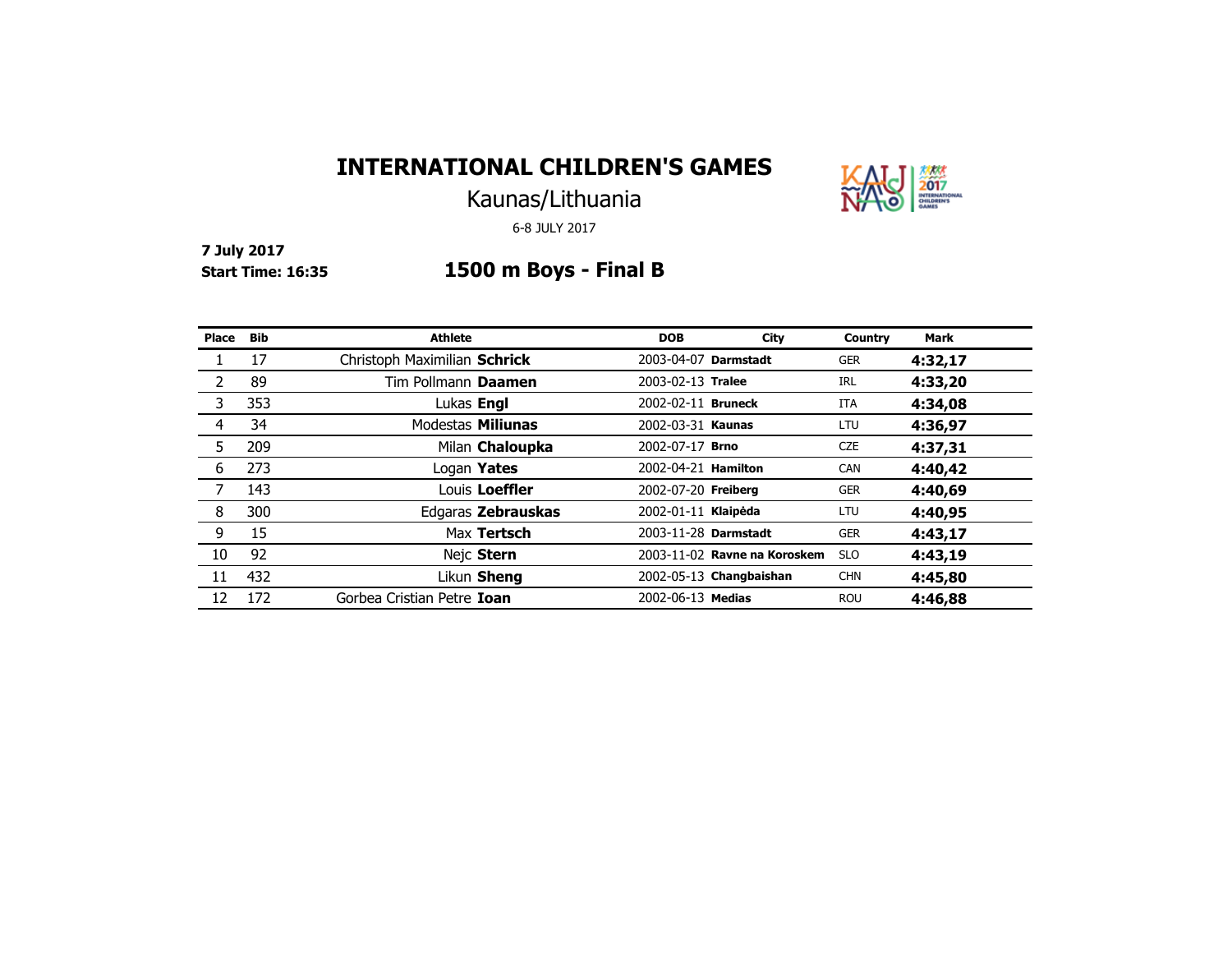# INTERNATIONAL CHILDREN'S GAMES

Kaunas/Lithuania

6-8 JULY 2017

**7 July 2017**
**Start Time: 16:35**

## 1500 m Boys - Final B

| Place | Bib | Athlete | DOB | City | Country | Mark |
|---|---|---|---|---|---|---|
| 1 | 17 | Christoph Maximilian **Schrick** | 2003-04-07 | **Darmstadt** | GER | **4:32,17** |
| 2 | 89 | Tim Pollmann **Daamen** | 2003-02-13 | **Tralee** | IRL | **4:33,20** |
| 3 | 353 | Lukas **Engl** | 2002-02-11 | **Bruneck** | ITA | **4:34,08** |
| 4 | 34 | Modestas **Miliunas** | 2002-03-31 | **Kaunas** | LTU | **4:36,97** |
| 5 | 209 | Milan **Chaloupka** | 2002-07-17 | **Brno** | CZE | **4:37,31** |
| 6 | 273 | Logan **Yates** | 2002-04-21 | **Hamilton** | CAN | **4:40,42** |
| 7 | 143 | Louis **Loeffler** | 2002-07-20 | **Freiberg** | GER | **4:40,69** |
| 8 | 300 | Edgaras **Zebrauskas** | 2002-01-11 | **Klaipėda** | LTU | **4:40,95** |
| 9 | 15 | Max **Tertsch** | 2003-11-28 | **Darmstadt** | GER | **4:43,17** |
| 10 | 92 | Nejc **Stern** | 2003-11-02 | **Ravne na Koroskem** | SLO | **4:43,19** |
| 11 | 432 | Likun **Sheng** | 2002-05-13 | **Changbaishan** | CHN | **4:45,80** |
| 12 | 172 | Gorbea Cristian Petre **Ioan** | 2002-06-13 | **Medias** | ROU | **4:46,88** |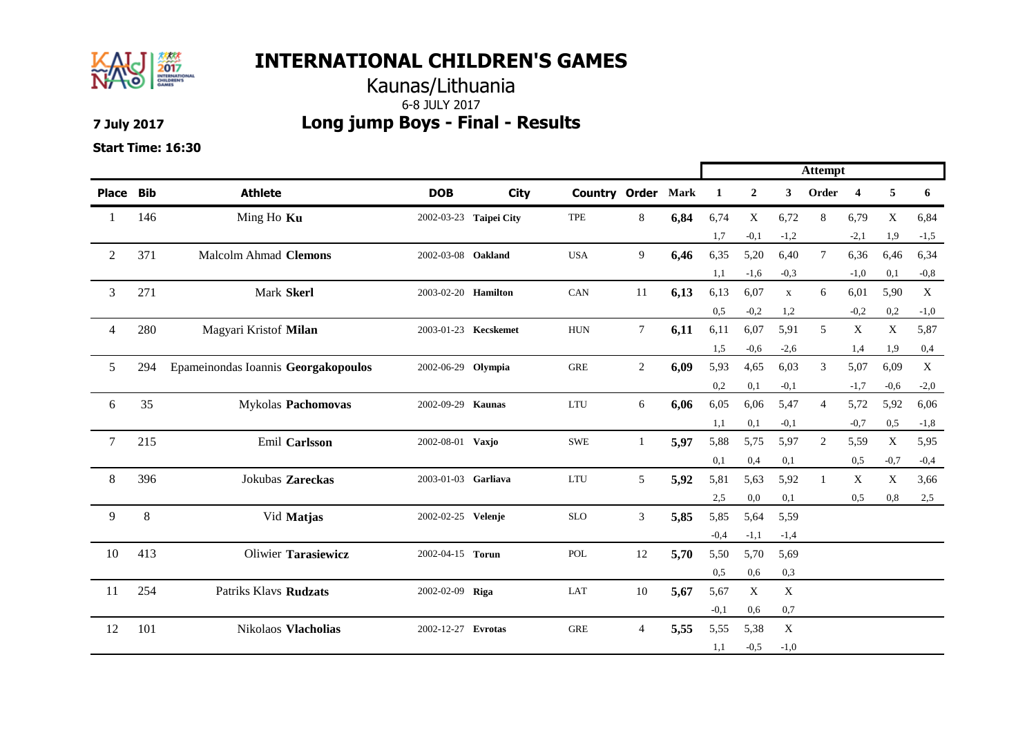# INTERNATIONAL CHILDREN'S GAMES

## Kaunas/Lithuania

6-8 JULY 2017

**7 July 2017**

## Long jump Boys - Final - Results

**Start Time: 16:30**

| Place | Bib | Athlete | DOB | City | Country | Order | Mark | Attempt 1 | 2 | 3 | Order | 4 | 5 | 6 |
|---|---|---|---|---|---|---|---|---|---|---|---|---|---|---|
| 1 | 146 | Ming Ho **Ku** | 2002-03-23 | **Taipei City** | TPE | 8 | **6,84** | 6,74 | X | 6,72 | 8 | 6,79 | X | 6,84 |
| | | | | | | | | 1,7 | -0,1 | -1,2 | | -2,1 | 1,9 | -1,5 |
| 2 | 371 | Malcolm Ahmad **Clemons** | 2002-03-08 | **Oakland** | USA | 9 | **6,46** | 6,35 | 5,20 | 6,40 | 7 | 6,36 | 6,46 | 6,34 |
| | | | | | | | | 1,1 | -1,6 | -0,3 | | -1,0 | 0,1 | -0,8 |
| 3 | 271 | Mark **Skerl** | 2003-02-20 | **Hamilton** | CAN | 11 | **6,13** | 6,13 | 6,07 | x | 6 | 6,01 | 5,90 | X |
| | | | | | | | | 0,5 | -0,2 | 1,2 | | -0,2 | 0,2 | -1,0 |
| 4 | 280 | Magyari Kristof **Milan** | 2003-01-23 | **Kecskemet** | HUN | 7 | **6,11** | 6,11 | 6,07 | 5,91 | 5 | X | X | 5,87 |
| | | | | | | | | 1,5 | -0,6 | -2,6 | | 1,4 | 1,9 | 0,4 |
| 5 | 294 | Epameinondas Ioannis **Georgakopoulos** | 2002-06-29 | **Olympia** | GRE | 2 | **6,09** | 5,93 | 4,65 | 6,03 | 3 | 5,07 | 6,09 | X |
| | | | | | | | | 0,2 | 0,1 | -0,1 | | -1,7 | -0,6 | -2,0 |
| 6 | 35 | Mykolas **Pachomovas** | 2002-09-29 | **Kaunas** | LTU | 6 | **6,06** | 6,05 | 6,06 | 5,47 | 4 | 5,72 | 5,92 | 6,06 |
| | | | | | | | | 1,1 | 0,1 | -0,1 | | -0,7 | 0,5 | -1,8 |
| 7 | 215 | Emil **Carlsson** | 2002-08-01 | **Vaxjo** | SWE | 1 | **5,97** | 5,88 | 5,75 | 5,97 | 2 | 5,59 | X | 5,95 |
| | | | | | | | | 0,1 | 0,4 | 0,1 | | 0,5 | -0,7 | -0,4 |
| 8 | 396 | Jokubas **Zareckas** | 2003-01-03 | **Garliava** | LTU | 5 | **5,92** | 5,81 | 5,63 | 5,92 | 1 | X | X | 3,66 |
| | | | | | | | | 2,5 | 0,0 | 0,1 | | 0,5 | 0,8 | 2,5 |
| 9 | 8 | Vid **Matjas** | 2002-02-25 | **Velenje** | SLO | 3 | **5,85** | 5,85 | 5,64 | 5,59 | | | | |
| | | | | | | | | -0,4 | -1,1 | -1,4 | | | | |
| 10 | 413 | Oliwier **Tarasiewicz** | 2002-04-15 | **Torun** | POL | 12 | **5,70** | 5,50 | 5,70 | 5,69 | | | | |
| | | | | | | | | 0,5 | 0,6 | 0,3 | | | | |
| 11 | 254 | Patriks Klavs **Rudzats** | 2002-02-09 | **Riga** | LAT | 10 | **5,67** | 5,67 | X | X | | | | |
| | | | | | | | | -0,1 | 0,6 | 0,7 | | | | |
| 12 | 101 | Nikolaos **Vlacholias** | 2002-12-27 | **Evrotas** | GRE | 4 | **5,55** | 5,55 | 5,38 | X | | | | |
| | | | | | | | | 1,1 | -0,5 | -1,0 | | | | |